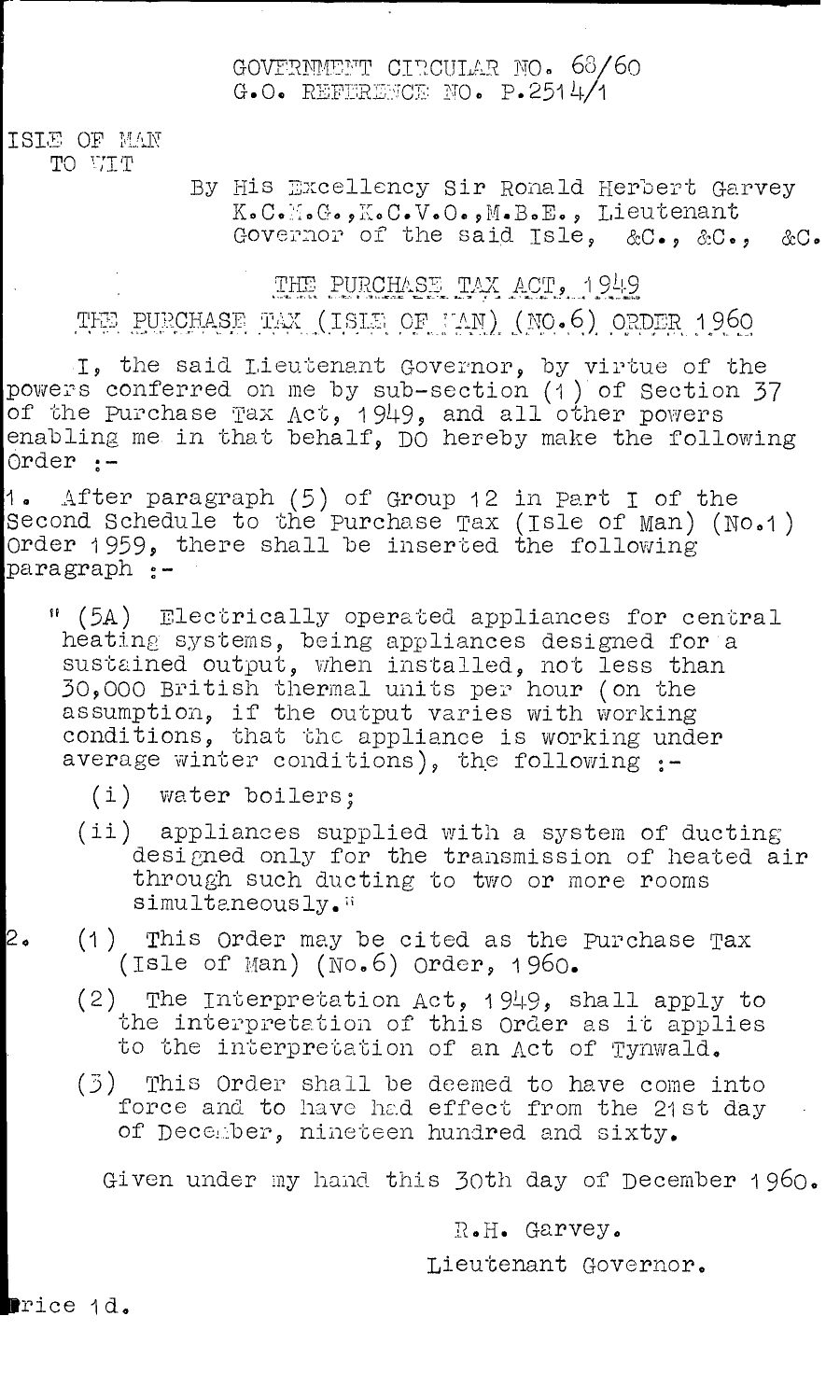GOVERNMENT CIRCULAR NO. 68/60
G.O. REFERENCE NO. P.2514/1

ISLE OF MAN
TO WIT

By His Excellency Sir Ronald Herbert Garvey K.C.M.G., K.C.V.O., M.B.E., Lieutenant Governor of the said Isle, &C., &C., &C.

## THE PURCHASE TAX ACT, 1949

## THE PURCHASE TAX (ISLE OF MAN) (NO.6) ORDER 1960

I, the said Lieutenant Governor, by virtue of the powers conferred on me by sub-section (1) of Section 37 of the Purchase Tax Act, 1949, and all other powers enabling me in that behalf, DO hereby make the following Order :-

1. After paragraph (5) of Group 12 in Part I of the Second Schedule to the Purchase Tax (Isle of Man) (No.1) Order 1959, there shall be inserted the following paragraph :-

" (5A) Electrically operated appliances for central heating systems, being appliances designed for a sustained output, when installed, not less than 30,000 British thermal units per hour (on the assumption, if the output varies with working conditions, that the appliance is working under average winter conditions), the following :-

(i) water boilers;

(ii) appliances supplied with a system of ducting designed only for the transmission of heated air through such ducting to two or more rooms simultaneously."

2. (1) This Order may be cited as the Purchase Tax (Isle of Man) (No.6) Order, 1960.

(2) The Interpretation Act, 1949, shall apply to the interpretation of this Order as it applies to the interpretation of an Act of Tynwald.

(3) This Order shall be deemed to have come into force and to have had effect from the 21st day of December, nineteen hundred and sixty.

Given under my hand this 30th day of December 1960.

R.H. Garvey.

Lieutenant Governor.

Price 1d.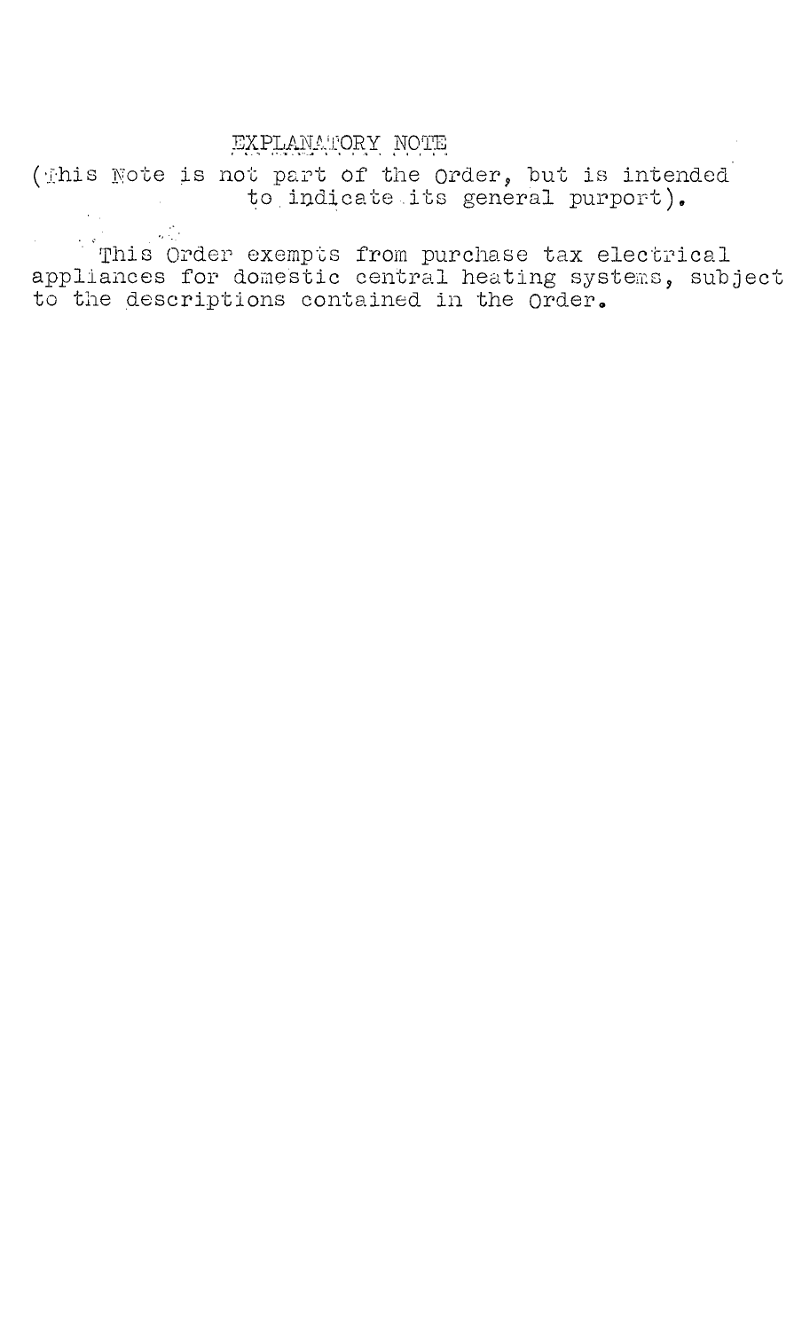## EXPLANATORY NOTE

(This Note is not part of the Order, but is intended to indicate its general purport).

This Order exempts from purchase tax electrical appliances for domestic central heating systems, subject to the descriptions contained in the Order.